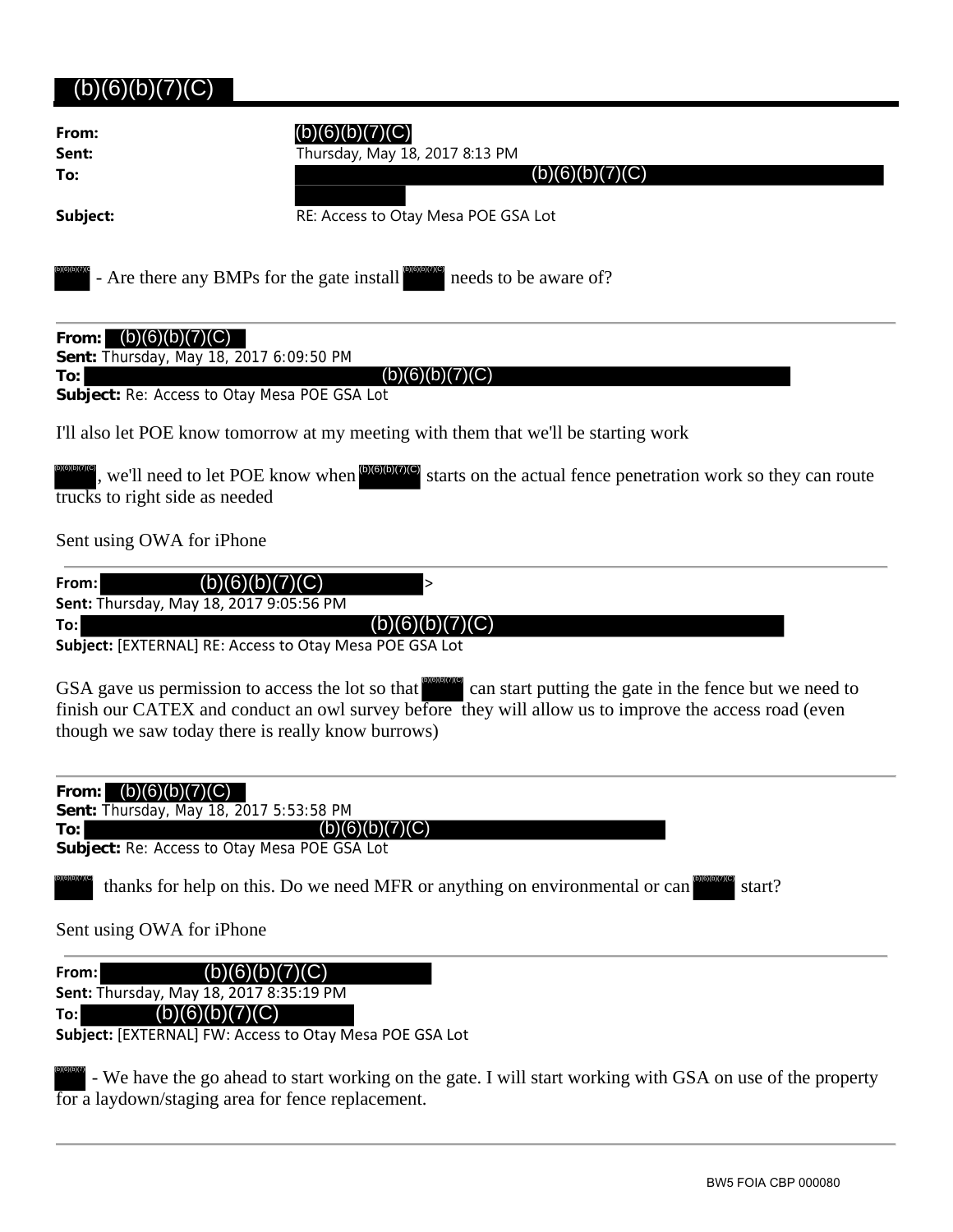(b)(6)(b)(7)(C)

**From:** (b)(6)(b)(7)(C)
**Sent:** Thursday, May 18, 2017 8:13 PM
**To:** (b)(6)(b)(7)(C)
**Subject:** RE: Access to Otay Mesa POE GSA Lot

(b)(6)(b)(7)(C) - Are there any BMPs for the gate install (b)(6)(b)(7)(C) needs to be aware of?

---

**From:** (b)(6)(b)(7)(C)
**Sent:** Thursday, May 18, 2017 6:09:50 PM
**To:** (b)(6)(b)(7)(C)
**Subject:** Re: Access to Otay Mesa POE GSA Lot

I'll also let POE know tomorrow at my meeting with them that we'll be starting work

(b)(6)(b)(7)(C), we'll need to let POE know when (b)(6)(b)(7)(C) starts on the actual fence penetration work so they can route trucks to right side as needed

Sent using OWA for iPhone

---

**From:** (b)(6)(b)(7)(C) >
**Sent:** Thursday, May 18, 2017 9:05:56 PM
**To:** (b)(6)(b)(7)(C)
**Subject:** [EXTERNAL] RE: Access to Otay Mesa POE GSA Lot

GSA gave us permission to access the lot so that (b)(6)(b)(7)(C) can start putting the gate in the fence but we need to finish our CATEX and conduct an owl survey before they will allow us to improve the access road (even though we saw today there is really know burrows)

---

**From:** (b)(6)(b)(7)(C)
**Sent:** Thursday, May 18, 2017 5:53:58 PM
**To:** (b)(6)(b)(7)(C)
**Subject:** Re: Access to Otay Mesa POE GSA Lot

(b)(6)(b)(7)(C) thanks for help on this. Do we need MFR or anything on environmental or can (b)(6)(b)(7)(C) start?

Sent using OWA for iPhone

---

**From:** (b)(6)(b)(7)(C)
**Sent:** Thursday, May 18, 2017 8:35:19 PM
**To:** (b)(6)(b)(7)(C)
**Subject:** [EXTERNAL] FW: Access to Otay Mesa POE GSA Lot

(b)(6)(b)(7) - We have the go ahead to start working on the gate. I will start working with GSA on use of the property for a laydown/staging area for fence replacement.

---

BW5 FOIA CBP 000080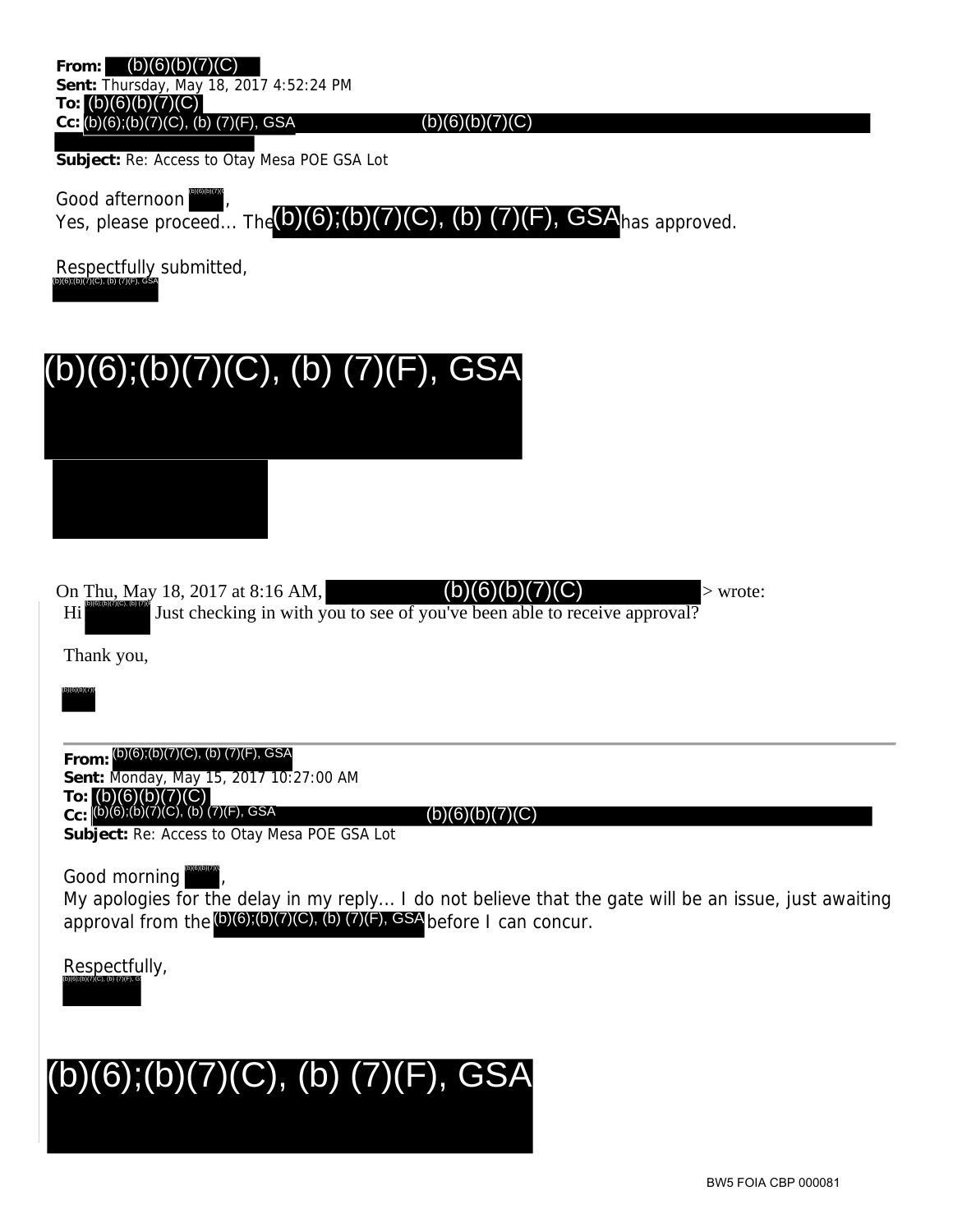**From:** (b)(6)(b)(7)(C)
**Sent:** Thursday, May 18, 2017 4:52:24 PM
**To:** (b)(6)(b)(7)(C)
**Cc:** (b)(6);(b)(7)(C), (b) (7)(F), GSA (b)(6)(b)(7)(C)
**Subject:** Re: Access to Otay Mesa POE GSA Lot

Good afternoon (b)(6)(b)(7)(C),
Yes, please proceed... The (b)(6);(b)(7)(C), (b) (7)(F), GSA has approved.

Respectfully submitted,
(b)(6);(b)(7)(C), (b) (7)(F), GSA

(b)(6);(b)(7)(C), (b) (7)(F), GSA

On Thu, May 18, 2017 at 8:16 AM, (b)(6)(b)(7)(C) > wrote:

Hi (b)(6);(b)(7)(C), (b) (7)(F) Just checking in with you to see of you've been able to receive approval?

Thank you,

(b)(6)(b)(7)(C)

---

**From:** (b)(6);(b)(7)(C), (b) (7)(F), GSA
**Sent:** Monday, May 15, 2017 10:27:00 AM
**To:** (b)(6)(b)(7)(C)
**Cc:** (b)(6);(b)(7)(C), (b) (7)(F), GSA (b)(6)(b)(7)(C)
**Subject:** Re: Access to Otay Mesa POE GSA Lot

Good morning (b)(6)(b)(7)(C),
My apologies for the delay in my reply... I do not believe that the gate will be an issue, just awaiting approval from the (b)(6);(b)(7)(C), (b) (7)(F), GSA before I can concur.

Respectfully,
(b)(6);(b)(7)(C), (b) (7)(F), GSA

(b)(6);(b)(7)(C), (b) (7)(F), GSA

BW5 FOIA CBP 000081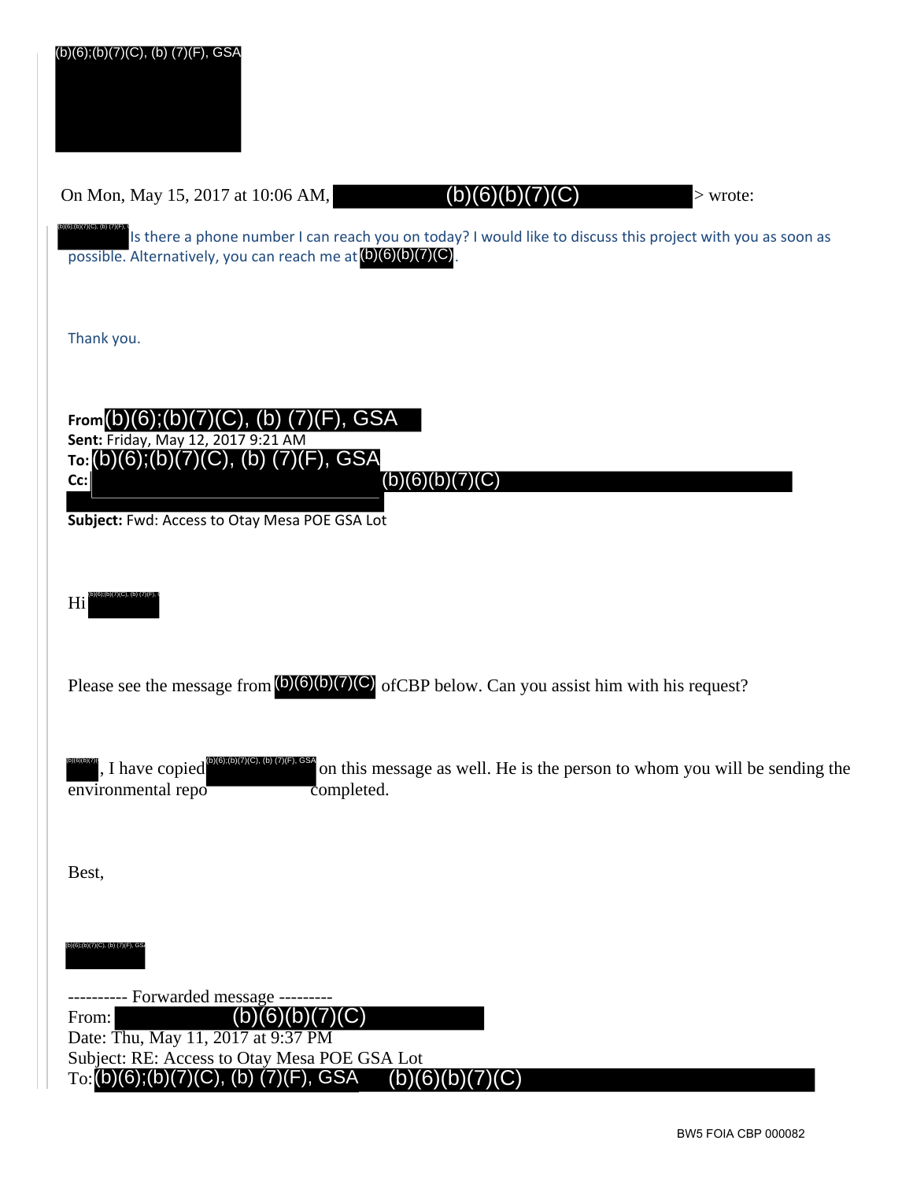(b)(6);(b)(7)(C), (b) (7)(F), GSA

On Mon, May 15, 2017 at 10:06 AM, (b)(6)(b)(7)(C) > wrote:

(b)(6);(b)(7)(C), (b) (7)(F), GSA Is there a phone number I can reach you on today? I would like to discuss this project with you as soon as possible. Alternatively, you can reach me at (b)(6)(b)(7)(C).

Thank you.

**From** (b)(6);(b)(7)(C), (b) (7)(F), GSA
**Sent:** Friday, May 12, 2017 9:21 AM
**To:** (b)(6);(b)(7)(C), (b) (7)(F), GSA
**Cc:** (b)(6)(b)(7)(C)
**Subject:** Fwd: Access to Otay Mesa POE GSA Lot

Hi (b)(6);(b)(7)(C), (b) (7)(F), GSA

Please see the message from (b)(6)(b)(7)(C) ofCBP below. Can you assist him with his request?

(b)(6)(b)(7)(C), I have copied (b)(6);(b)(7)(C), (b) (7)(F), GSA on this message as well. He is the person to whom you will be sending the environmental repo completed.

Best,

(b)(6);(b)(7)(C), (b) (7)(F), GSA

---------- Forwarded message ---------
From: (b)(6)(b)(7)(C)
Date: Thu, May 11, 2017 at 9:37 PM
Subject: RE: Access to Otay Mesa POE GSA Lot
To: (b)(6);(b)(7)(C), (b) (7)(F), GSA (b)(6)(b)(7)(C)

BW5 FOIA CBP 000082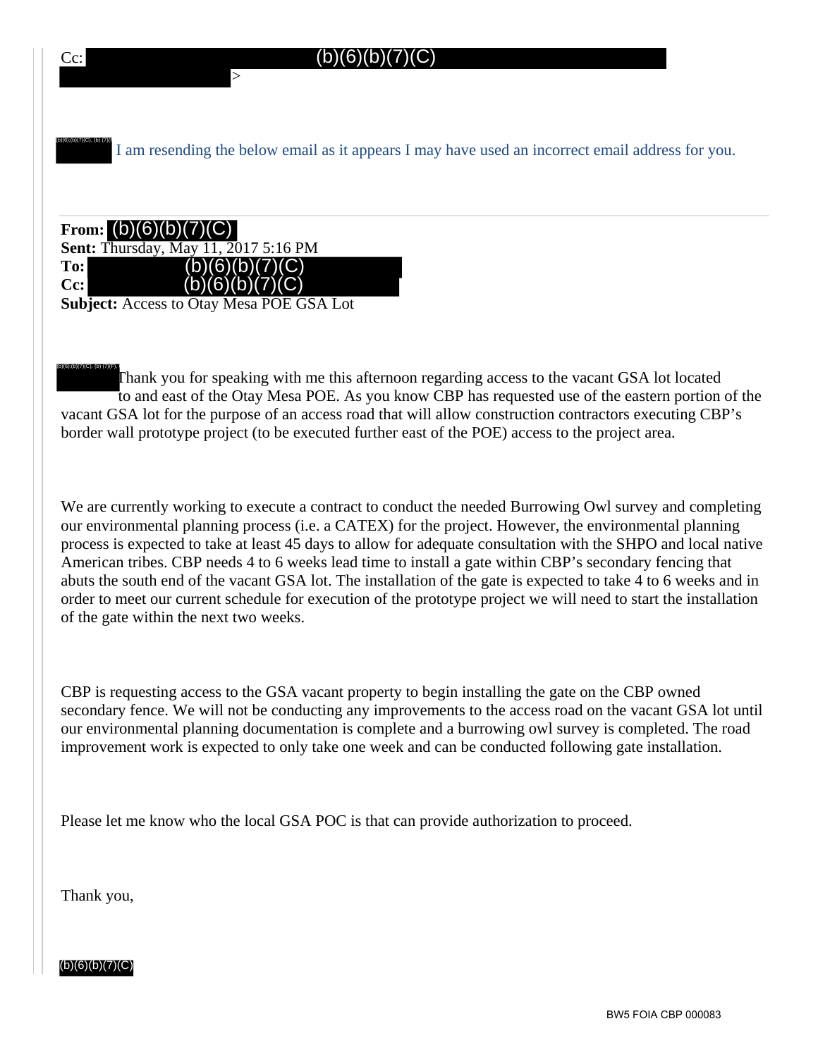Cc: (b)(6)(b)(7)(C) >

(b)(6);(b)(7)(C), (b)(7)(E) I am resending the below email as it appears I may have used an incorrect email address for you.

---

**From:** (b)(6)(b)(7)(C)
**Sent:** Thursday, May 11, 2017 5:16 PM
**To:** (b)(6)(b)(7)(C)
**Cc:** (b)(6)(b)(7)(C)
**Subject:** Access to Otay Mesa POE GSA Lot

(b)(6);(b)(7)(C), (b)(7)(E) Thank you for speaking with me this afternoon regarding access to the vacant GSA lot located to and east of the Otay Mesa POE. As you know CBP has requested use of the eastern portion of the vacant GSA lot for the purpose of an access road that will allow construction contractors executing CBP's border wall prototype project (to be executed further east of the POE) access to the project area.

We are currently working to execute a contract to conduct the needed Burrowing Owl survey and completing our environmental planning process (i.e. a CATEX) for the project. However, the environmental planning process is expected to take at least 45 days to allow for adequate consultation with the SHPO and local native American tribes. CBP needs 4 to 6 weeks lead time to install a gate within CBP's secondary fencing that abuts the south end of the vacant GSA lot. The installation of the gate is expected to take 4 to 6 weeks and in order to meet our current schedule for execution of the prototype project we will need to start the installation of the gate within the next two weeks.

CBP is requesting access to the GSA vacant property to begin installing the gate on the CBP owned secondary fence. We will not be conducting any improvements to the access road on the vacant GSA lot until our environmental planning documentation is complete and a burrowing owl survey is completed. The road improvement work is expected to only take one week and can be conducted following gate installation.

Please let me know who the local GSA POC is that can provide authorization to proceed.

Thank you,

(b)(6)(b)(7)(C)

BW5 FOIA CBP 000083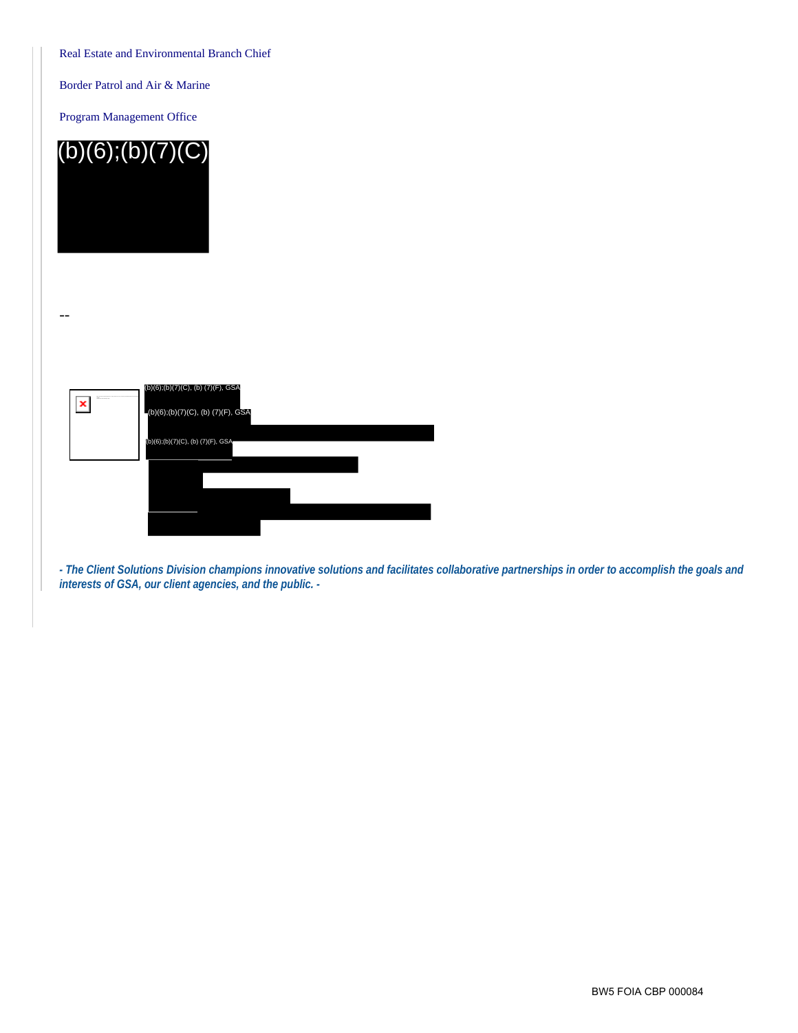Real Estate and Environmental Branch Chief

Border Patrol and Air & Marine

Program Management Office

(b)(6);(b)(7)(C)

--

(b)(6);(b)(7)(C), (b) (7)(F), GSA

(b)(6);(b)(7)(C), (b) (7)(F), GSA

(b)(6);(b)(7)(C), (b) (7)(F), GSA

*- The Client Solutions Division champions innovative solutions and facilitates collaborative partnerships in order to accomplish the goals and interests of GSA, our client agencies, and the public. -*

BW5 FOIA CBP 000084